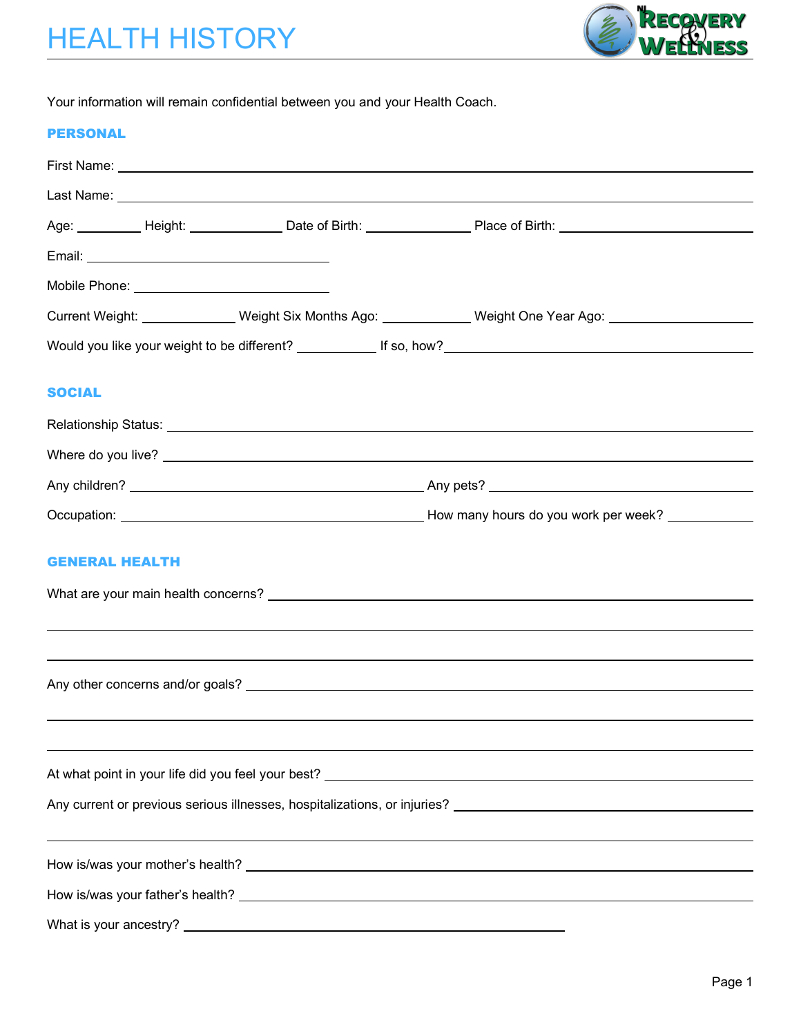# HEALTH HISTORY

Your information will remain confidential between you and your Health Coach.

## PERSONAL

First Name: ____________________

Last Name: ____________________

Age: ________ Height: ____________ Date of Birth: ____________ Place of Birth: ____________________

Email: ____________________

Mobile Phone: ____________________

Current Weight: ____________ Weight Six Months Ago: ____________ Weight One Year Ago: ____________

Would you like your weight to be different? __________ If so, how? ____________________

## SOCIAL

Relationship Status: ____________________

Where do you live? ____________________

Any children? ____________________ Any pets? ____________________

Occupation: ____________________ How many hours do you work per week? __________

## GENERAL HEALTH

What are your main health concerns? ____________________

____________________

____________________

Any other concerns and/or goals? ____________________

____________________

____________________

At what point in your life did you feel your best? ____________________

Any current or previous serious illnesses, hospitalizations, or injuries? ____________________

____________________

How is/was your mother's health? ____________________

How is/was your father's health? ____________________

What is your ancestry? ____________________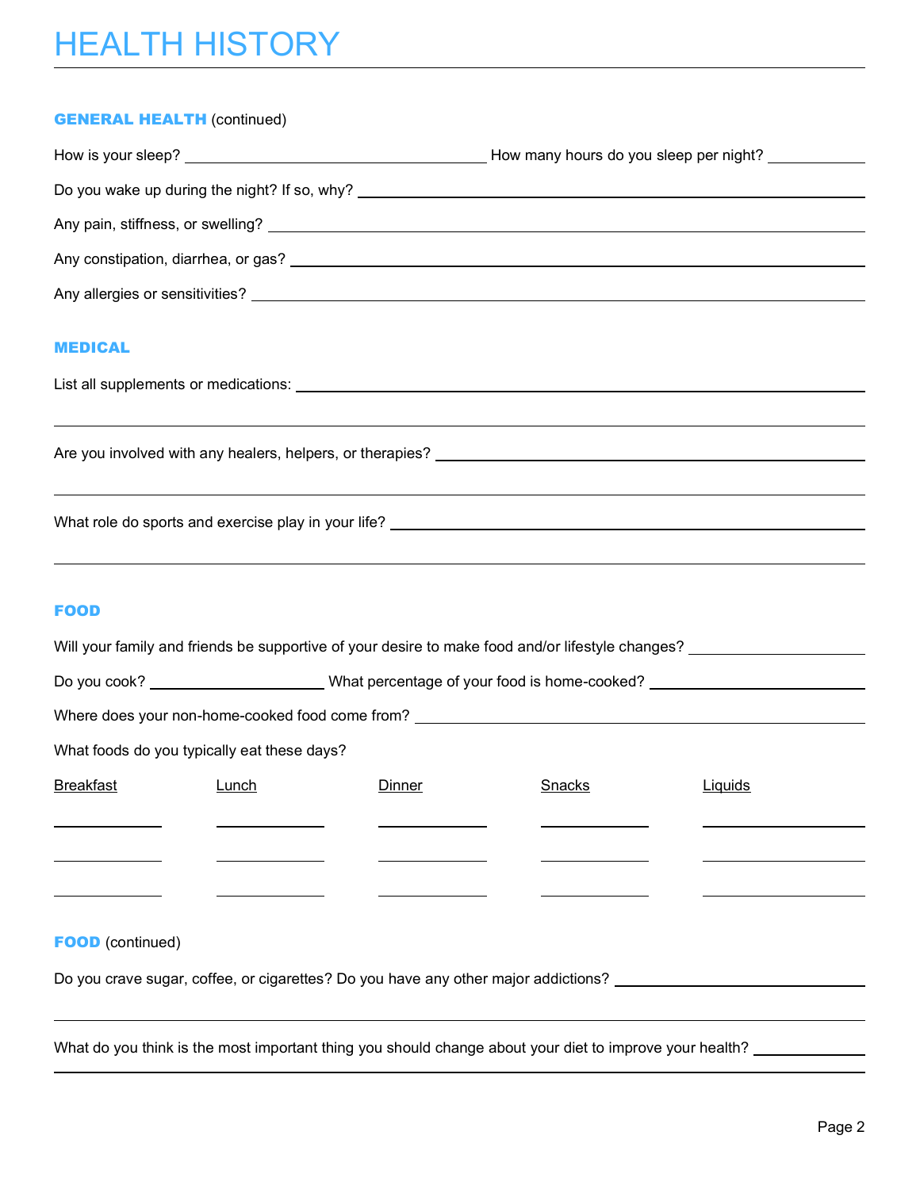# HEALTH HISTORY

**GENERAL HEALTH** (continued)

How is your sleep? ______________________ How many hours do you sleep per night? __________

Do you wake up during the night? If so, why? ____________________________________________

Any pain, stiffness, or swelling? ____________________________________________

Any constipation, diarrhea, or gas? ____________________________________________

Any allergies or sensitivities? ____________________________________________

**MEDICAL**

List all supplements or medications: ____________________________________________

____________________________________________

Are you involved with any healers, helpers, or therapies? ____________________________________________

____________________________________________

What role do sports and exercise play in your life? ____________________________________________

____________________________________________

**FOOD**

Will your family and friends be supportive of your desire to make food and/or lifestyle changes? __________

Do you cook? ______________ What percentage of your food is home-cooked? ______________

Where does your non-home-cooked food come from? ____________________________________________

What foods do you typically eat these days?

| Breakfast | Lunch | Dinner | Snacks | Liquids |
|---|---|---|---|---|
| | | | | |
| | | | | |
| | | | | |

**FOOD** (continued)

Do you crave sugar, coffee, or cigarettes? Do you have any other major addictions? ______________________

____________________________________________

What do you think is the most important thing you should change about your diet to improve your health? __________

____________________________________________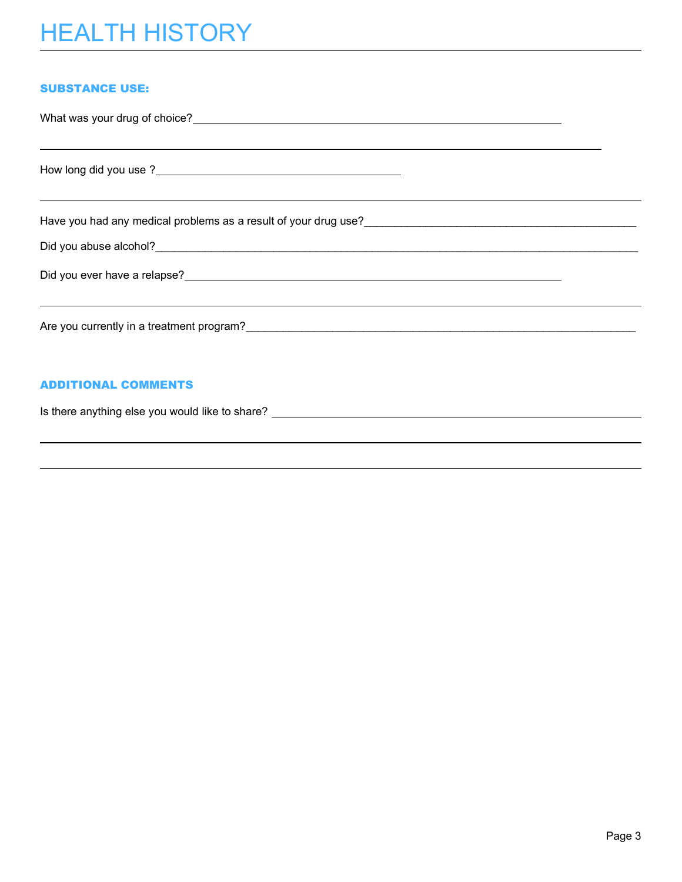# HEALTH HISTORY

### SUBSTANCE USE:

What was your drug of choice?_______________________________________________

_______________________________________________________________________

How long did you use ?________________________________

_______________________________________________________________________

Have you had any medical problems as a result of your drug use?___________________________________

Did you abuse alcohol?_____________________________________________________________

Did you ever have a relapse?_______________________________________________

_______________________________________________________________________

Are you currently in a treatment program?__________________________________________________

### ADDITIONAL COMMENTS

Is there anything else you would like to share? ________________________________________________

_______________________________________________________________________

_______________________________________________________________________